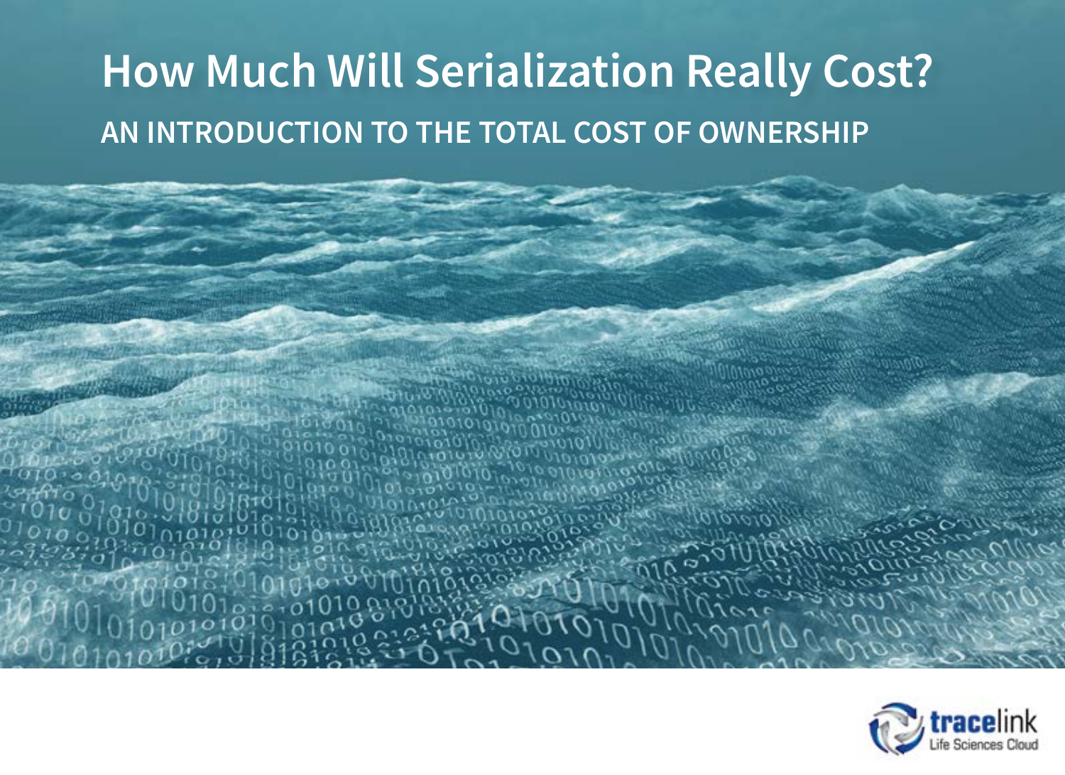# How Much Will Serialization Really Cost?

## AN INTRODUCTION TO THE TOTAL COST OF OWNERSHIP

tracelink
Life Sciences Cloud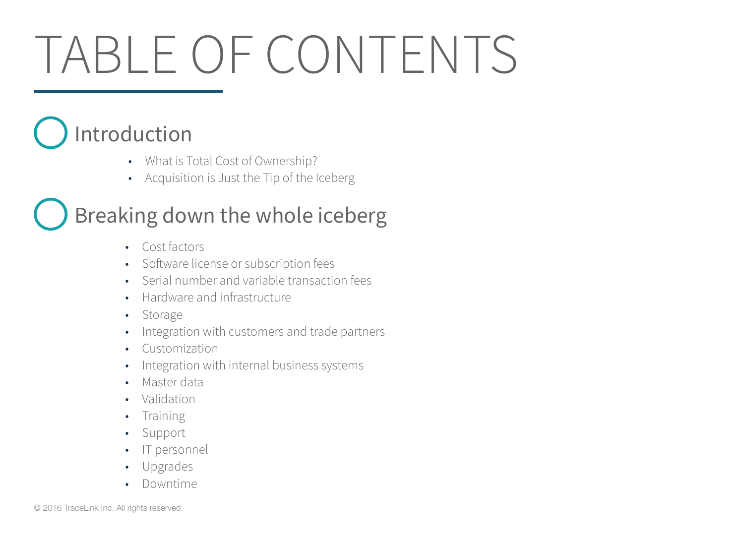# TABLE OF CONTENTS

## Introduction

- What is Total Cost of Ownership?
- Acquisition is Just the Tip of the Iceberg

## Breaking down the whole iceberg

- Cost factors
- Software license or subscription fees
- Serial number and variable transaction fees
- Hardware and infrastructure
- Storage
- Integration with customers and trade partners
- Customization
- Integration with internal business systems
- Master data
- Validation
- Training
- Support
- IT personnel
- Upgrades
- Downtime

© 2016 TraceLink Inc. All rights reserved.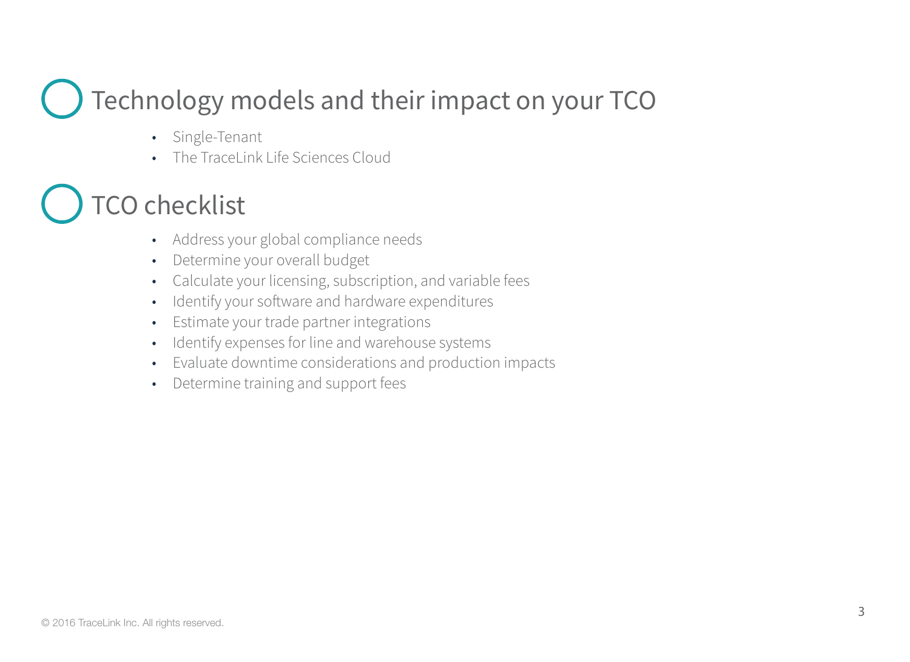## Technology models and their impact on your TCO

- Single-Tenant
- The TraceLink Life Sciences Cloud

## TCO checklist

- Address your global compliance needs
- Determine your overall budget
- Calculate your licensing, subscription, and variable fees
- Identify your software and hardware expenditures
- Estimate your trade partner integrations
- Identify expenses for line and warehouse systems
- Evaluate downtime considerations and production impacts
- Determine training and support fees

© 2016 TraceLink Inc. All rights reserved.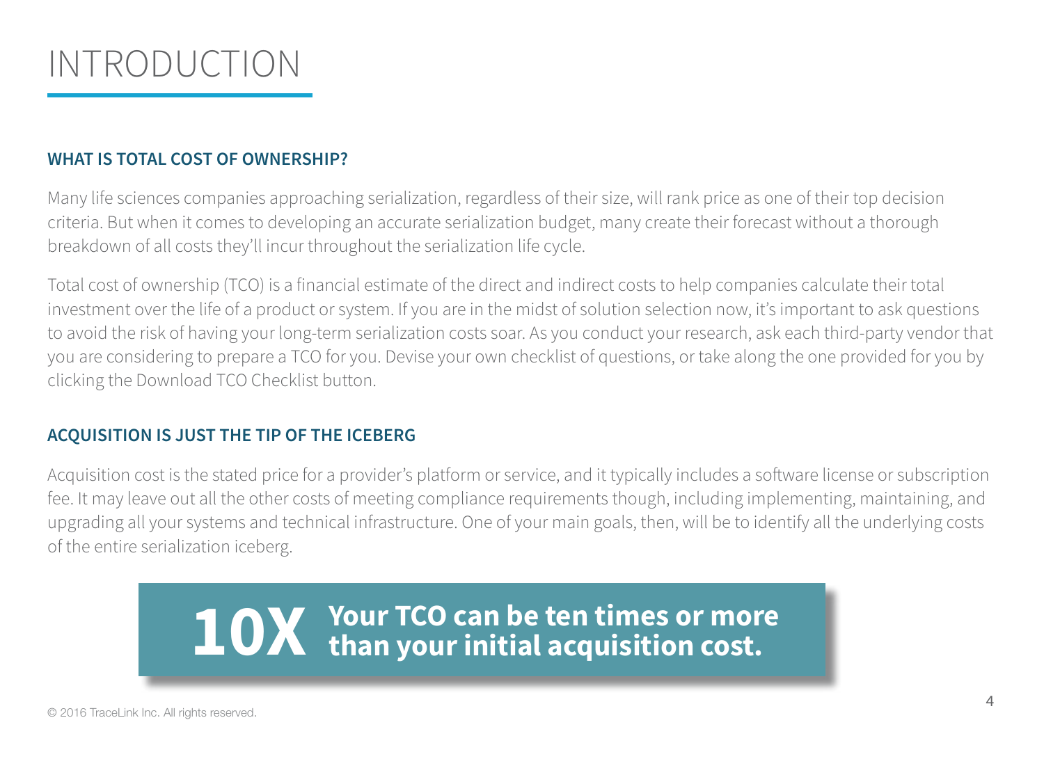# INTRODUCTION

### WHAT IS TOTAL COST OF OWNERSHIP?

Many life sciences companies approaching serialization, regardless of their size, will rank price as one of their top decision criteria. But when it comes to developing an accurate serialization budget, many create their forecast without a thorough breakdown of all costs they'll incur throughout the serialization life cycle.

Total cost of ownership (TCO) is a financial estimate of the direct and indirect costs to help companies calculate their total investment over the life of a product or system. If you are in the midst of solution selection now, it's important to ask questions to avoid the risk of having your long-term serialization costs soar. As you conduct your research, ask each third-party vendor that you are considering to prepare a TCO for you. Devise your own checklist of questions, or take along the one provided for you by clicking the Download TCO Checklist button.

### ACQUISITION IS JUST THE TIP OF THE ICEBERG

Acquisition cost is the stated price for a provider's platform or service, and it typically includes a software license or subscription fee. It may leave out all the other costs of meeting compliance requirements though, including implementing, maintaining, and upgrading all your systems and technical infrastructure. One of your main goals, then, will be to identify all the underlying costs of the entire serialization iceberg.

**10X** **Your TCO can be ten times or more than your initial acquisition cost.**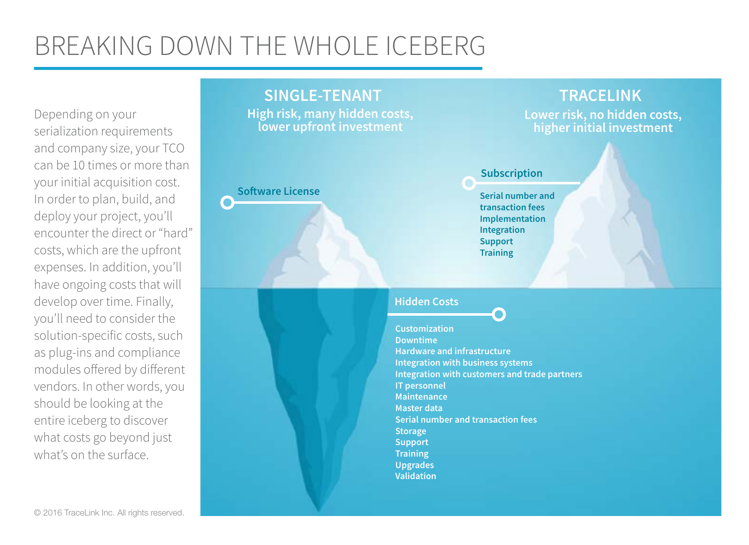# BREAKING DOWN THE WHOLE ICEBERG

Depending on your serialization requirements and company size, your TCO can be 10 times or more than your initial acquisition cost. In order to plan, build, and deploy your project, you'll encounter the direct or "hard" costs, which are the upfront expenses. In addition, you'll have ongoing costs that will develop over time. Finally, you'll need to consider the solution-specific costs, such as plug-ins and compliance modules offered by different vendors. In other words, you should be looking at the entire iceberg to discover what costs go beyond just what's on the surface.

## SINGLE-TENANT

**High risk, many hidden costs, lower upfront investment**

**Software License**

## TRACELINK

**Lower risk, no hidden costs, higher initial investment**

**Subscription**

- Serial number and transaction fees
- Implementation
- Integration
- Support
- Training

**Hidden Costs**

- Customization
- Downtime
- Hardware and infrastructure
- Integration with business systems
- Integration with customers and trade partners
- IT personnel
- Maintenance
- Master data
- Serial number and transaction fees
- Storage
- Support
- Training
- Upgrades
- Validation

© 2016 TraceLink Inc. All rights reserved.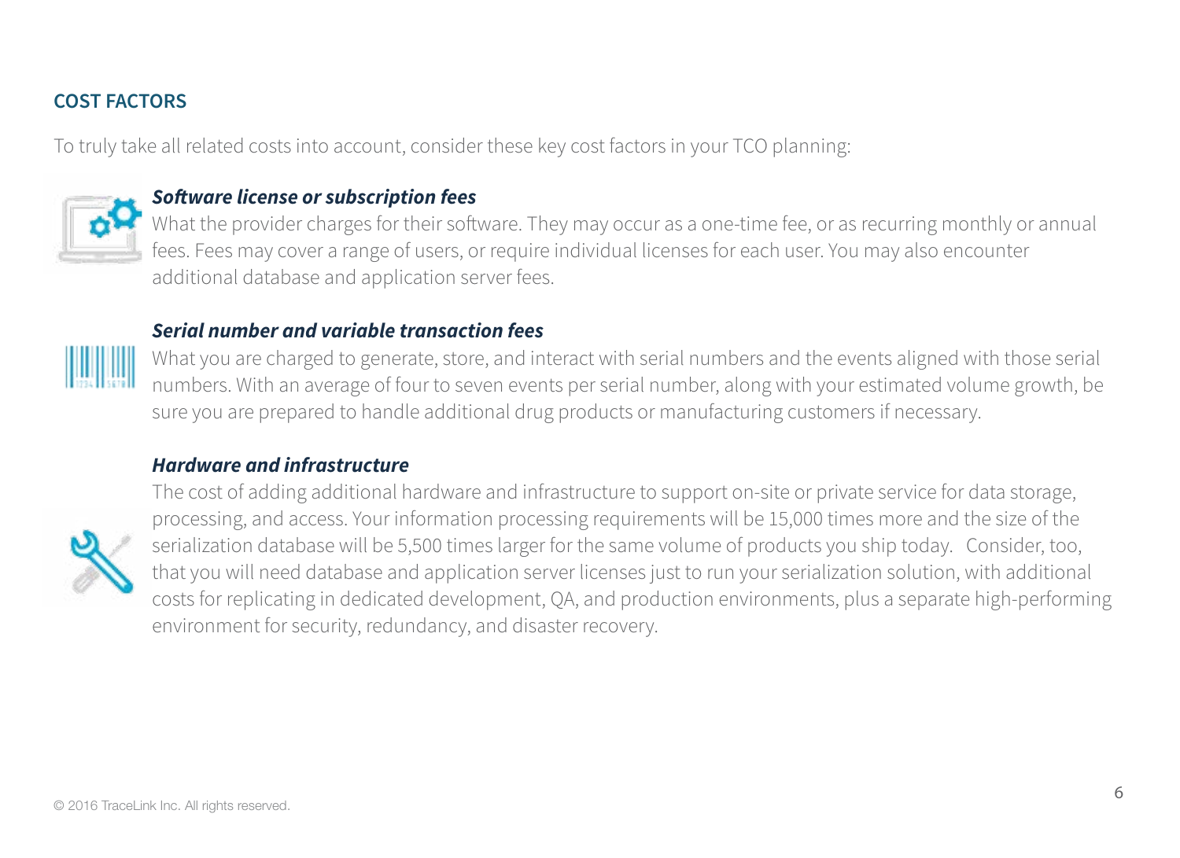## COST FACTORS

To truly take all related costs into account, consider these key cost factors in your TCO planning:

***Software license or subscription fees***

What the provider charges for their software. They may occur as a one-time fee, or as recurring monthly or annual fees. Fees may cover a range of users, or require individual licenses for each user. You may also encounter additional database and application server fees.

***Serial number and variable transaction fees***

What you are charged to generate, store, and interact with serial numbers and the events aligned with those serial numbers. With an average of four to seven events per serial number, along with your estimated volume growth, be sure you are prepared to handle additional drug products or manufacturing customers if necessary.

***Hardware and infrastructure***

The cost of adding additional hardware and infrastructure to support on-site or private service for data storage, processing, and access. Your information processing requirements will be 15,000 times more and the size of the serialization database will be 5,500 times larger for the same volume of products you ship today. Consider, too, that you will need database and application server licenses just to run your serialization solution, with additional costs for replicating in dedicated development, QA, and production environments, plus a separate high-performing environment for security, redundancy, and disaster recovery.

© 2016 TraceLink Inc. All rights reserved.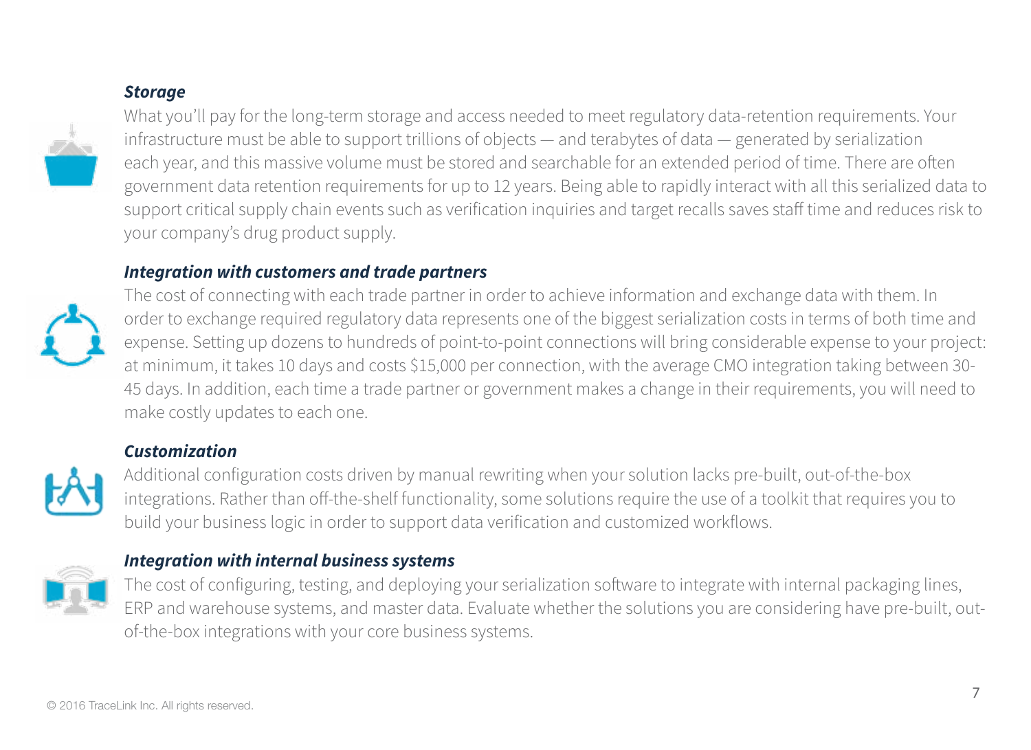***Storage***

What you'll pay for the long-term storage and access needed to meet regulatory data-retention requirements. Your infrastructure must be able to support trillions of objects — and terabytes of data — generated by serialization each year, and this massive volume must be stored and searchable for an extended period of time. There are often government data retention requirements for up to 12 years. Being able to rapidly interact with all this serialized data to support critical supply chain events such as verification inquiries and target recalls saves staff time and reduces risk to your company's drug product supply.

***Integration with customers and trade partners***

The cost of connecting with each trade partner in order to achieve information and exchange data with them. In order to exchange required regulatory data represents one of the biggest serialization costs in terms of both time and expense. Setting up dozens to hundreds of point-to-point connections will bring considerable expense to your project: at minimum, it takes 10 days and costs $15,000 per connection, with the average CMO integration taking between 30-45 days. In addition, each time a trade partner or government makes a change in their requirements, you will need to make costly updates to each one.

***Customization***

Additional configuration costs driven by manual rewriting when your solution lacks pre-built, out-of-the-box integrations. Rather than off-the-shelf functionality, some solutions require the use of a toolkit that requires you to build your business logic in order to support data verification and customized workflows.

***Integration with internal business systems***

The cost of configuring, testing, and deploying your serialization software to integrate with internal packaging lines, ERP and warehouse systems, and master data. Evaluate whether the solutions you are considering have pre-built, out-of-the-box integrations with your core business systems.

© 2016 TraceLink Inc. All rights reserved.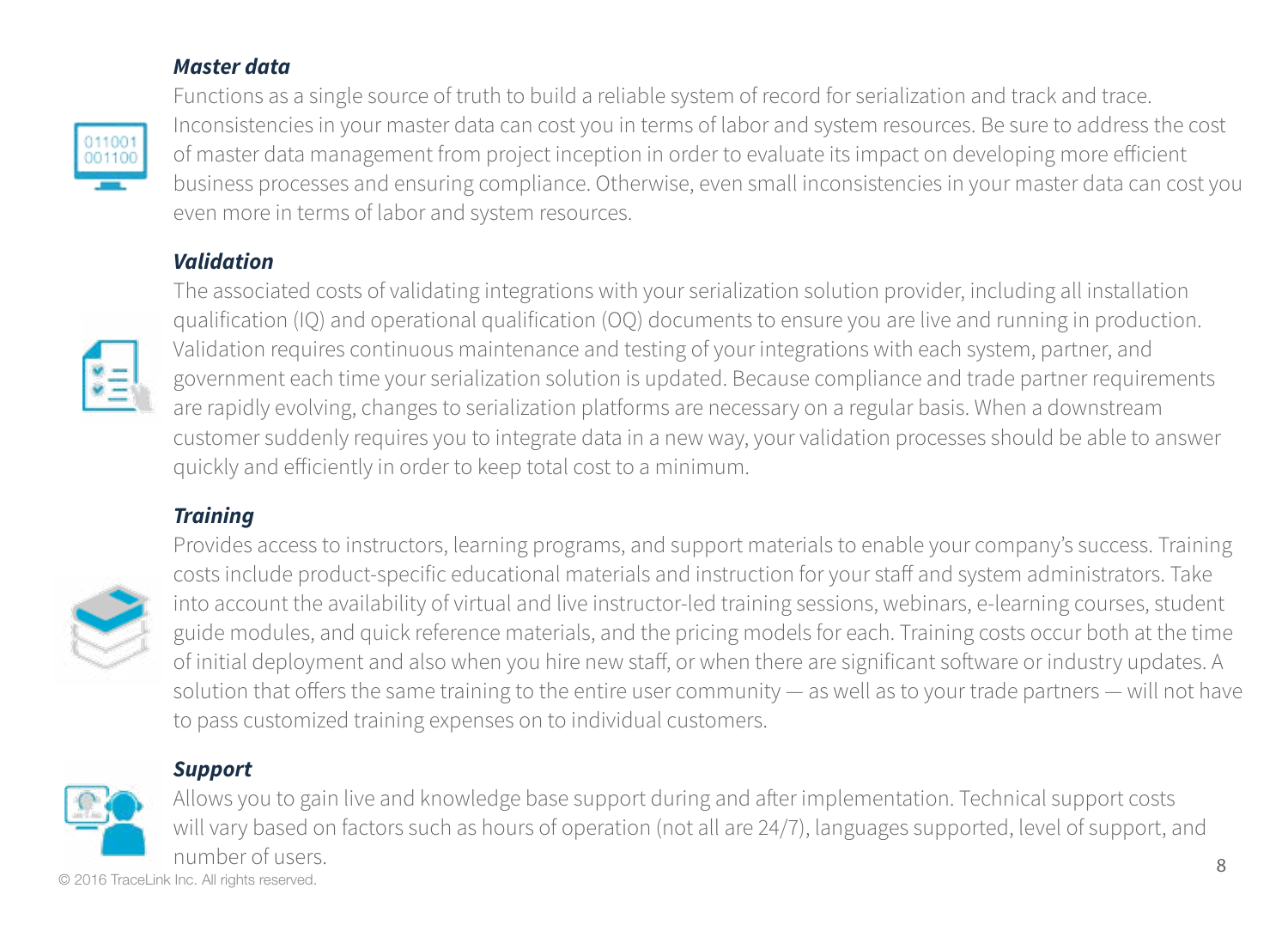***Master data***

Functions as a single source of truth to build a reliable system of record for serialization and track and trace. Inconsistencies in your master data can cost you in terms of labor and system resources. Be sure to address the cost of master data management from project inception in order to evaluate its impact on developing more efficient business processes and ensuring compliance. Otherwise, even small inconsistencies in your master data can cost you even more in terms of labor and system resources.

***Validation***

The associated costs of validating integrations with your serialization solution provider, including all installation qualification (IQ) and operational qualification (OQ) documents to ensure you are live and running in production. Validation requires continuous maintenance and testing of your integrations with each system, partner, and government each time your serialization solution is updated. Because compliance and trade partner requirements are rapidly evolving, changes to serialization platforms are necessary on a regular basis. When a downstream customer suddenly requires you to integrate data in a new way, your validation processes should be able to answer quickly and efficiently in order to keep total cost to a minimum.

***Training***

Provides access to instructors, learning programs, and support materials to enable your company's success. Training costs include product-specific educational materials and instruction for your staff and system administrators. Take into account the availability of virtual and live instructor-led training sessions, webinars, e-learning courses, student guide modules, and quick reference materials, and the pricing models for each. Training costs occur both at the time of initial deployment and also when you hire new staff, or when there are significant software or industry updates. A solution that offers the same training to the entire user community — as well as to your trade partners — will not have to pass customized training expenses on to individual customers.

***Support***

Allows you to gain live and knowledge base support during and after implementation. Technical support costs will vary based on factors such as hours of operation (not all are 24/7), languages supported, level of support, and number of users.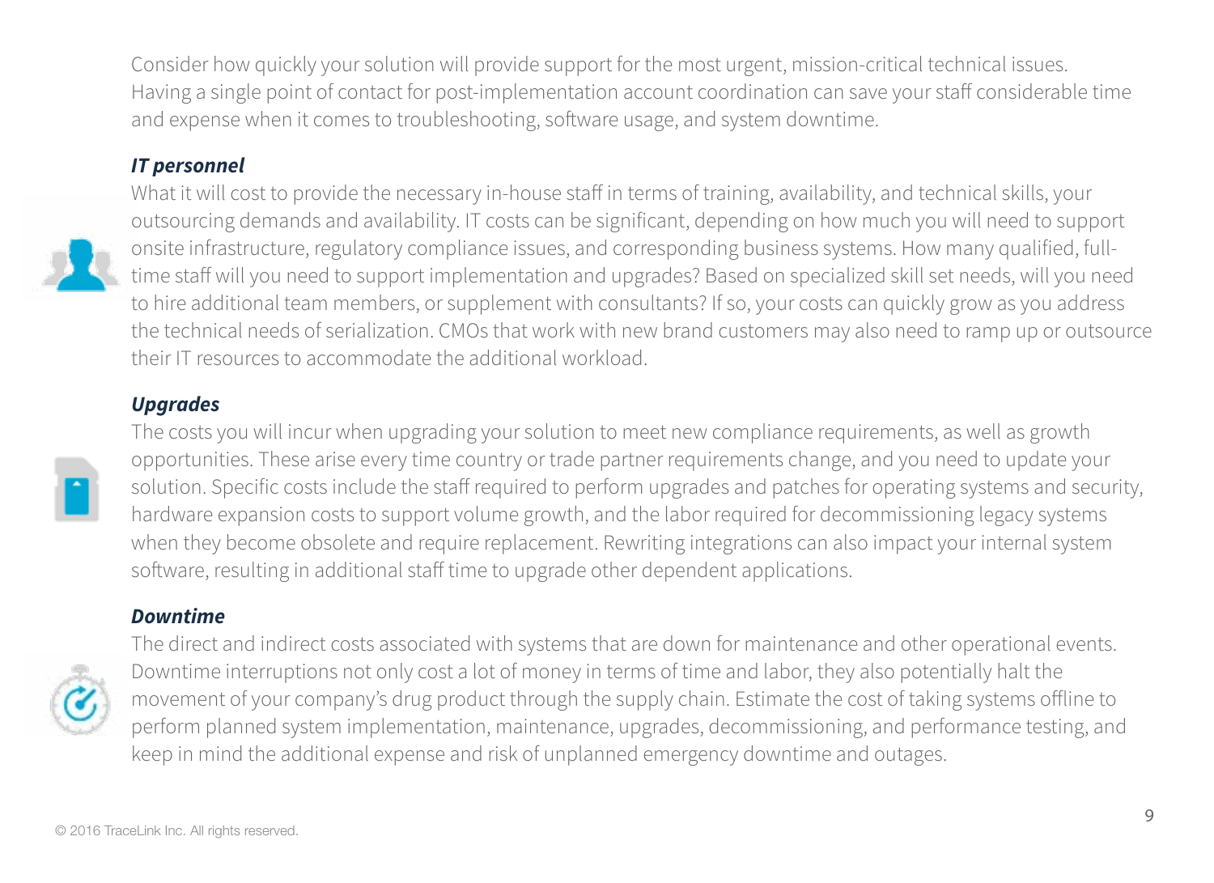Consider how quickly your solution will provide support for the most urgent, mission-critical technical issues. Having a single point of contact for post-implementation account coordination can save your staff considerable time and expense when it comes to troubleshooting, software usage, and system downtime.

***IT personnel***

What it will cost to provide the necessary in-house staff in terms of training, availability, and technical skills, your outsourcing demands and availability. IT costs can be significant, depending on how much you will need to support onsite infrastructure, regulatory compliance issues, and corresponding business systems. How many qualified, full-time staff will you need to support implementation and upgrades? Based on specialized skill set needs, will you need to hire additional team members, or supplement with consultants? If so, your costs can quickly grow as you address the technical needs of serialization. CMOs that work with new brand customers may also need to ramp up or outsource their IT resources to accommodate the additional workload.

***Upgrades***

The costs you will incur when upgrading your solution to meet new compliance requirements, as well as growth opportunities. These arise every time country or trade partner requirements change, and you need to update your solution. Specific costs include the staff required to perform upgrades and patches for operating systems and security, hardware expansion costs to support volume growth, and the labor required for decommissioning legacy systems when they become obsolete and require replacement. Rewriting integrations can also impact your internal system software, resulting in additional staff time to upgrade other dependent applications.

***Downtime***

The direct and indirect costs associated with systems that are down for maintenance and other operational events. Downtime interruptions not only cost a lot of money in terms of time and labor, they also potentially halt the movement of your company's drug product through the supply chain. Estimate the cost of taking systems offline to perform planned system implementation, maintenance, upgrades, decommissioning, and performance testing, and keep in mind the additional expense and risk of unplanned emergency downtime and outages.

© 2016 TraceLink Inc. All rights reserved.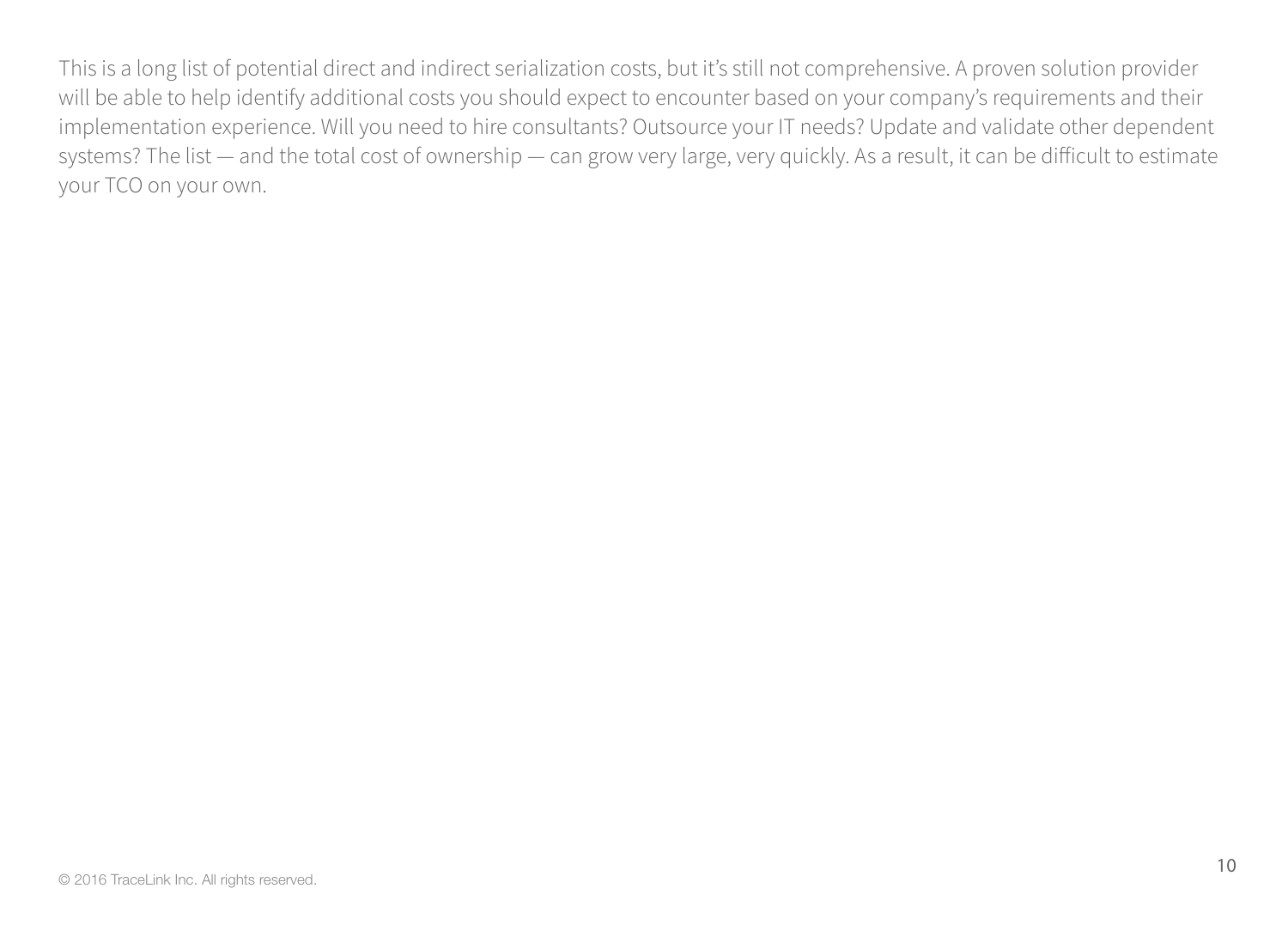This is a long list of potential direct and indirect serialization costs, but it's still not comprehensive. A proven solution provider will be able to help identify additional costs you should expect to encounter based on your company's requirements and their implementation experience. Will you need to hire consultants? Outsource your IT needs? Update and validate other dependent systems? The list — and the total cost of ownership — can grow very large, very quickly. As a result, it can be difficult to estimate your TCO on your own.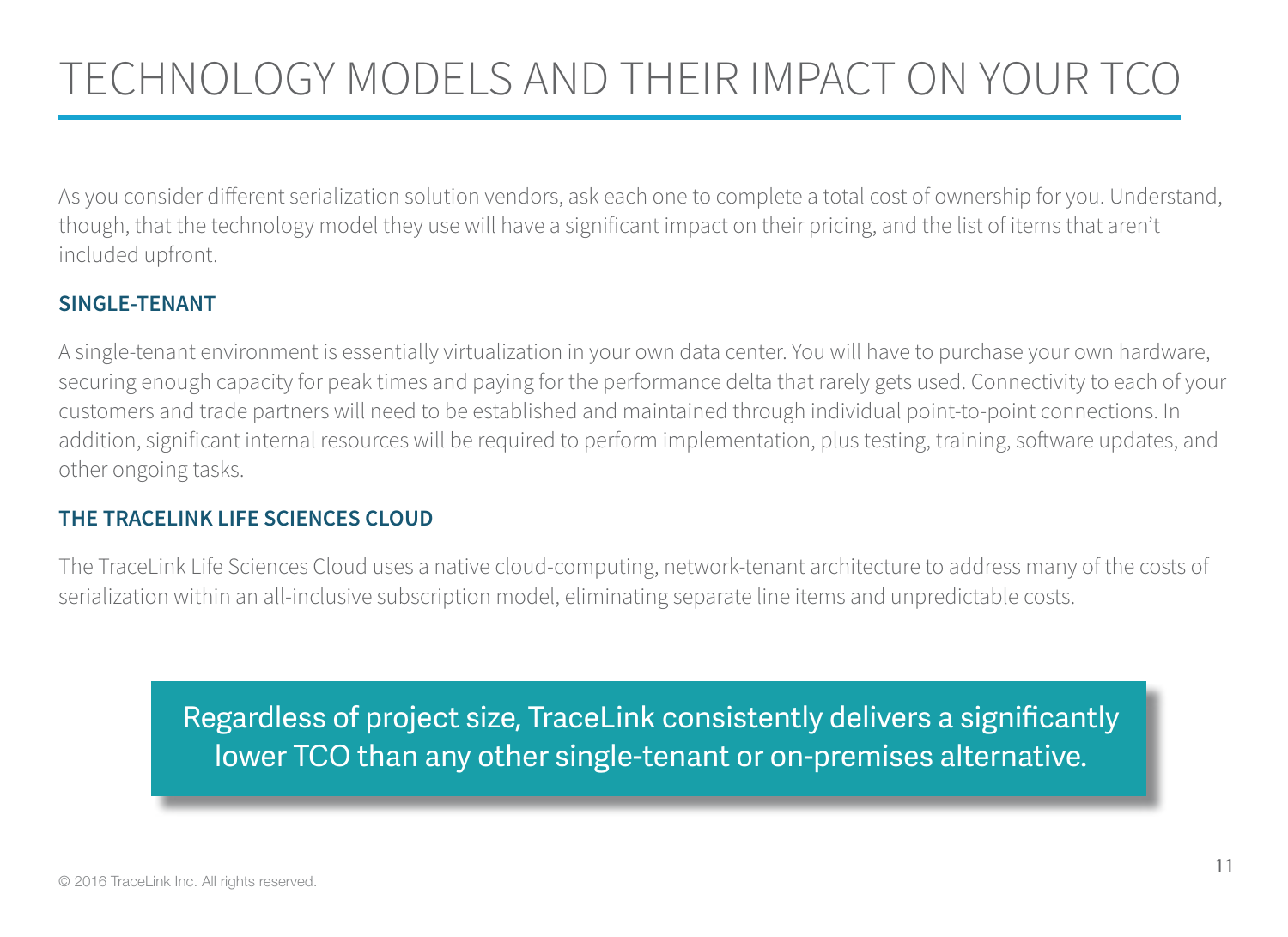# TECHNOLOGY MODELS AND THEIR IMPACT ON YOUR TCO

As you consider different serialization solution vendors, ask each one to complete a total cost of ownership for you. Understand, though, that the technology model they use will have a significant impact on their pricing, and the list of items that aren't included upfront.

### SINGLE-TENANT

A single-tenant environment is essentially virtualization in your own data center. You will have to purchase your own hardware, securing enough capacity for peak times and paying for the performance delta that rarely gets used. Connectivity to each of your customers and trade partners will need to be established and maintained through individual point-to-point connections. In addition, significant internal resources will be required to perform implementation, plus testing, training, software updates, and other ongoing tasks.

### THE TRACELINK LIFE SCIENCES CLOUD

The TraceLink Life Sciences Cloud uses a native cloud-computing, network-tenant architecture to address many of the costs of serialization within an all-inclusive subscription model, eliminating separate line items and unpredictable costs.

> Regardless of project size, TraceLink consistently delivers a significantly lower TCO than any other single-tenant or on-premises alternative.

© 2016 TraceLink Inc. All rights reserved.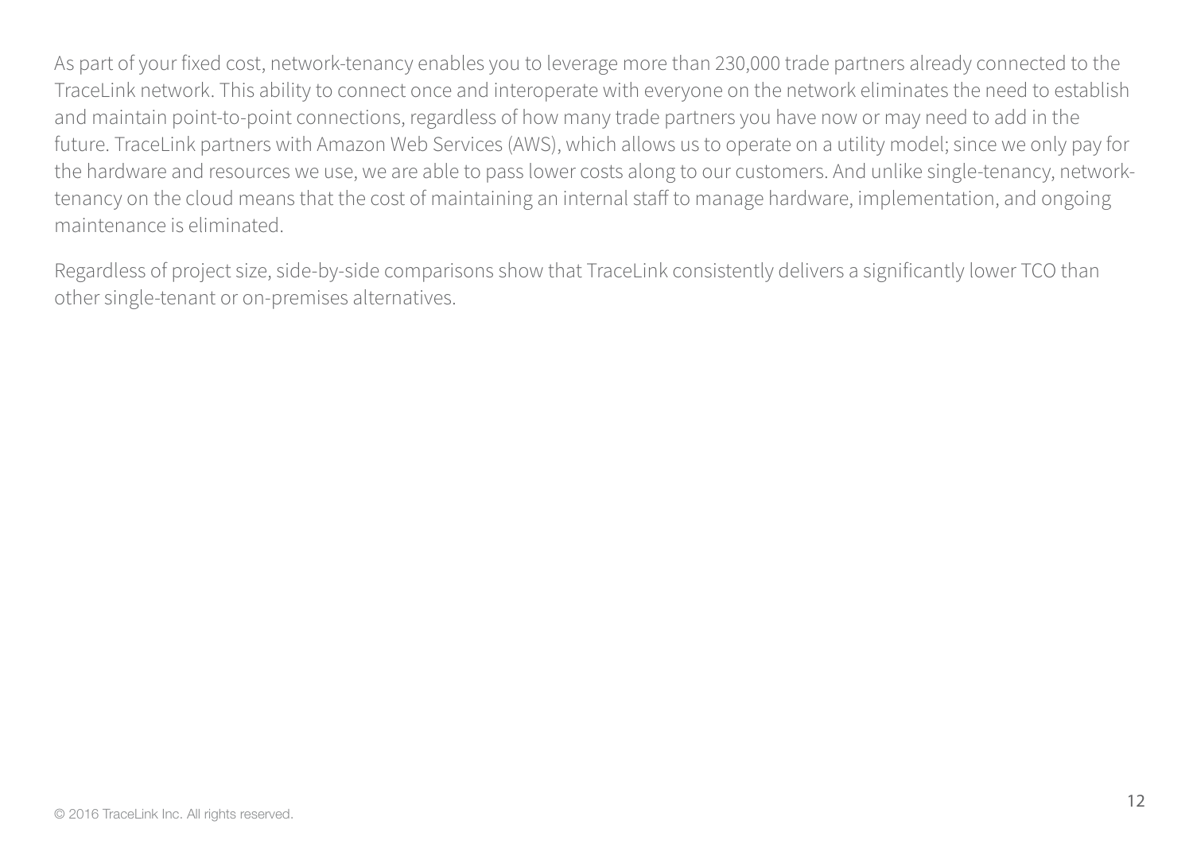As part of your fixed cost, network-tenancy enables you to leverage more than 230,000 trade partners already connected to the TraceLink network. This ability to connect once and interoperate with everyone on the network eliminates the need to establish and maintain point-to-point connections, regardless of how many trade partners you have now or may need to add in the future. TraceLink partners with Amazon Web Services (AWS), which allows us to operate on a utility model; since we only pay for the hardware and resources we use, we are able to pass lower costs along to our customers. And unlike single-tenancy, network-tenancy on the cloud means that the cost of maintaining an internal staff to manage hardware, implementation, and ongoing maintenance is eliminated.

Regardless of project size, side-by-side comparisons show that TraceLink consistently delivers a significantly lower TCO than other single-tenant or on-premises alternatives.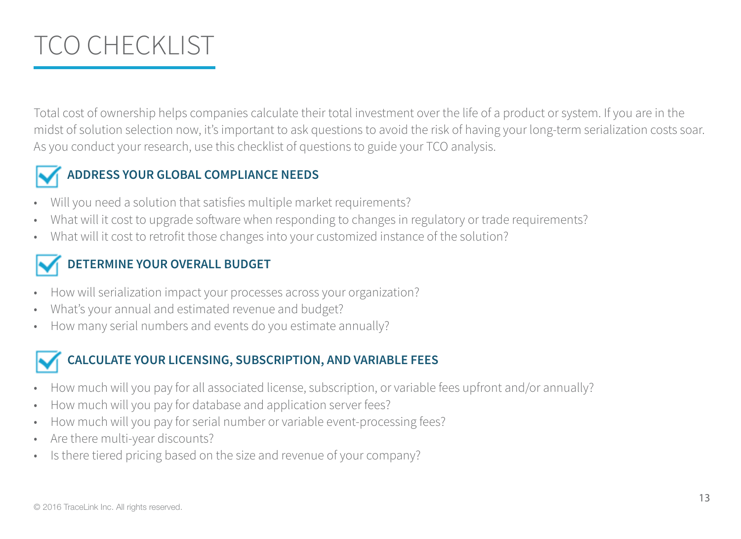# TCO CHECKLIST

Total cost of ownership helps companies calculate their total investment over the life of a product or system. If you are in the midst of solution selection now, it's important to ask questions to avoid the risk of having your long-term serialization costs soar. As you conduct your research, use this checklist of questions to guide your TCO analysis.

### ADDRESS YOUR GLOBAL COMPLIANCE NEEDS

- Will you need a solution that satisfies multiple market requirements?
- What will it cost to upgrade software when responding to changes in regulatory or trade requirements?
- What will it cost to retrofit those changes into your customized instance of the solution?

### DETERMINE YOUR OVERALL BUDGET

- How will serialization impact your processes across your organization?
- What's your annual and estimated revenue and budget?
- How many serial numbers and events do you estimate annually?

### CALCULATE YOUR LICENSING, SUBSCRIPTION, AND VARIABLE FEES

- How much will you pay for all associated license, subscription, or variable fees upfront and/or annually?
- How much will you pay for database and application server fees?
- How much will you pay for serial number or variable event-processing fees?
- Are there multi-year discounts?
- Is there tiered pricing based on the size and revenue of your company?

© 2016 TraceLink Inc. All rights reserved.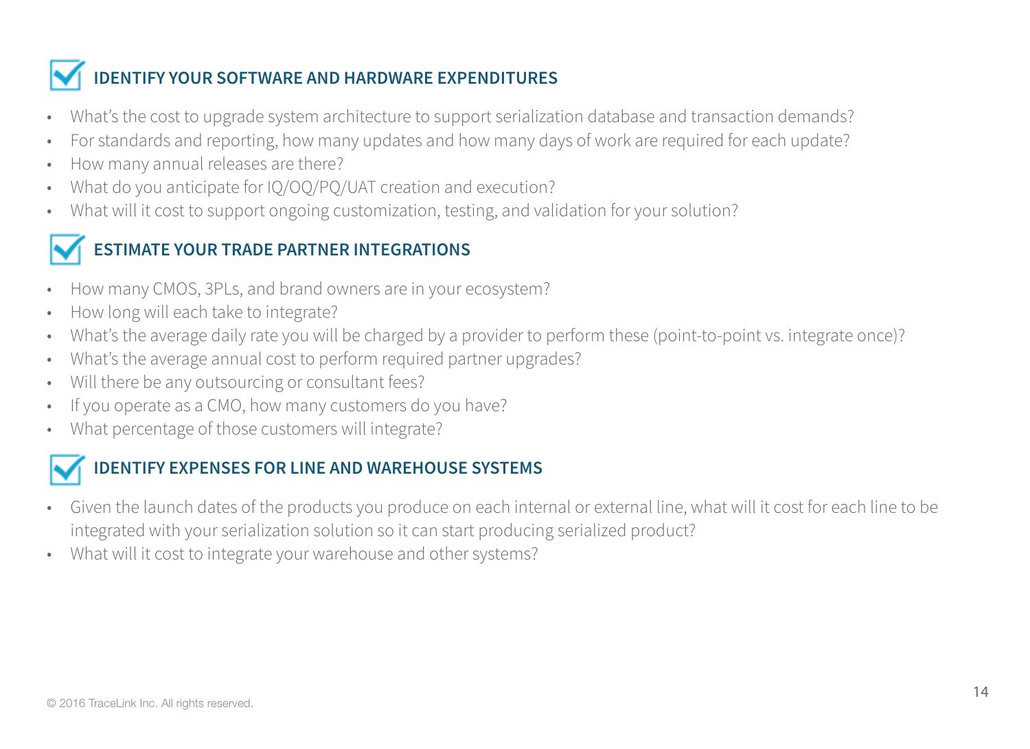## IDENTIFY YOUR SOFTWARE AND HARDWARE EXPENDITURES

- What's the cost to upgrade system architecture to support serialization database and transaction demands?
- For standards and reporting, how many updates and how many days of work are required for each update?
- How many annual releases are there?
- What do you anticipate for IQ/OQ/PQ/UAT creation and execution?
- What will it cost to support ongoing customization, testing, and validation for your solution?

## ESTIMATE YOUR TRADE PARTNER INTEGRATIONS

- How many CMOS, 3PLs, and brand owners are in your ecosystem?
- How long will each take to integrate?
- What's the average daily rate you will be charged by a provider to perform these (point-to-point vs. integrate once)?
- What's the average annual cost to perform required partner upgrades?
- Will there be any outsourcing or consultant fees?
- If you operate as a CMO, how many customers do you have?
- What percentage of those customers will integrate?

## IDENTIFY EXPENSES FOR LINE AND WAREHOUSE SYSTEMS

- Given the launch dates of the products you produce on each internal or external line, what will it cost for each line to be integrated with your serialization solution so it can start producing serialized product?
- What will it cost to integrate your warehouse and other systems?

© 2016 TraceLink Inc. All rights reserved.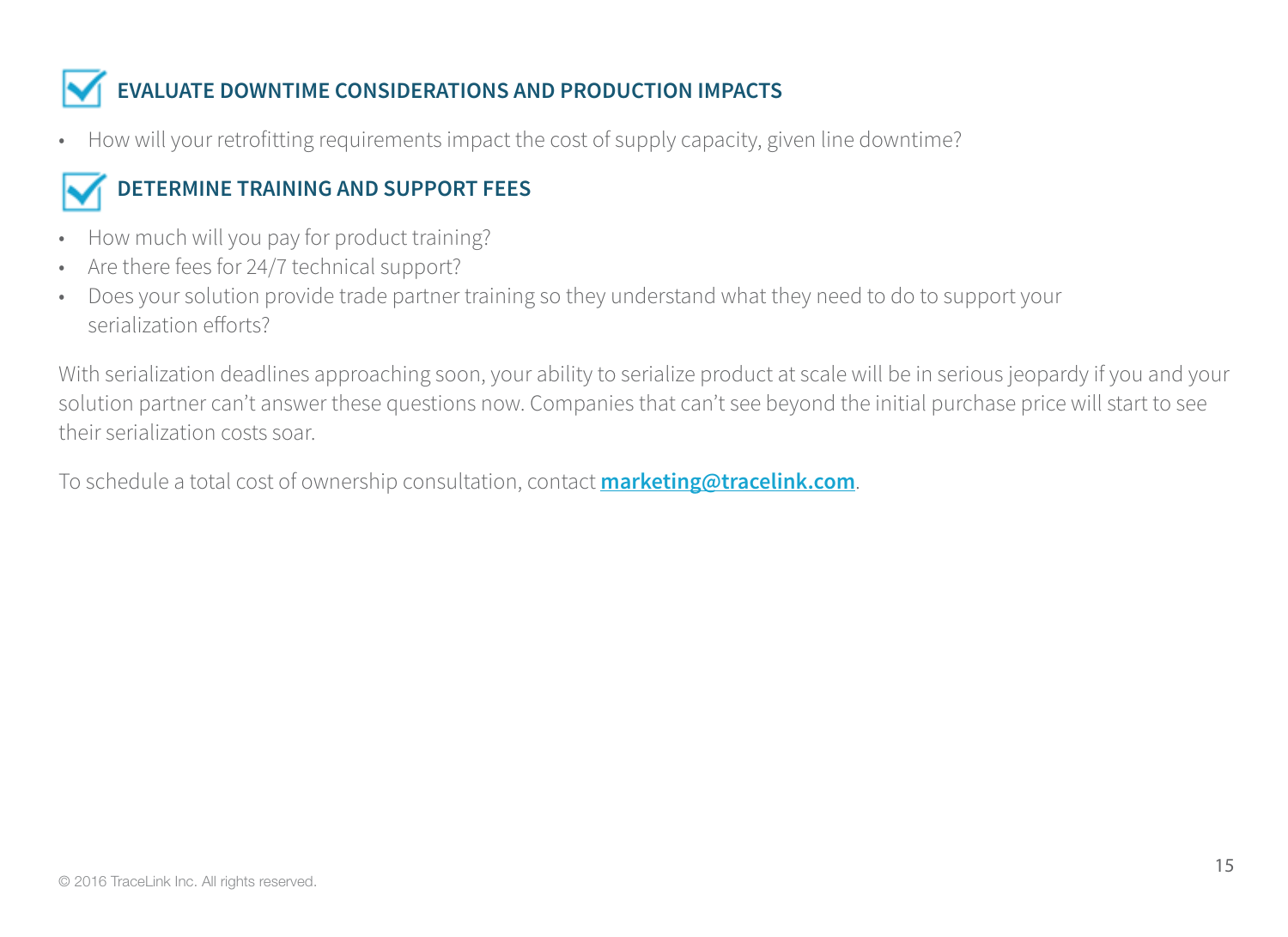### EVALUATE DOWNTIME CONSIDERATIONS AND PRODUCTION IMPACTS

- How will your retrofitting requirements impact the cost of supply capacity, given line downtime?

### DETERMINE TRAINING AND SUPPORT FEES

- How much will you pay for product training?
- Are there fees for 24/7 technical support?
- Does your solution provide trade partner training so they understand what they need to do to support your serialization efforts?

With serialization deadlines approaching soon, your ability to serialize product at scale will be in serious jeopardy if you and your solution partner can't answer these questions now. Companies that can't see beyond the initial purchase price will start to see their serialization costs soar.

To schedule a total cost of ownership consultation, contact **marketing@tracelink.com**.

© 2016 TraceLink Inc. All rights reserved.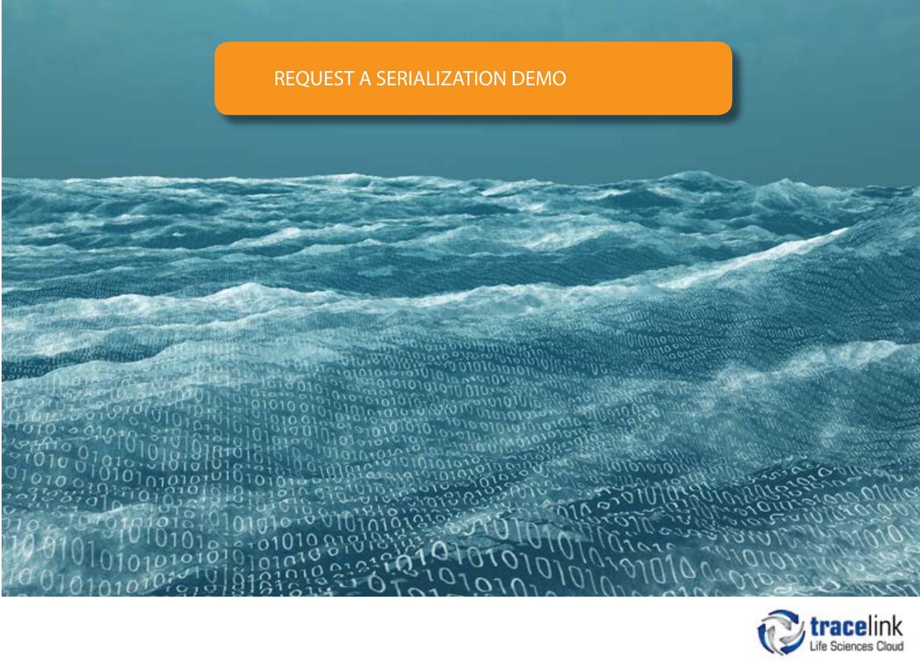REQUEST A SERIALIZATION DEMO

tracelink
Life Sciences Cloud